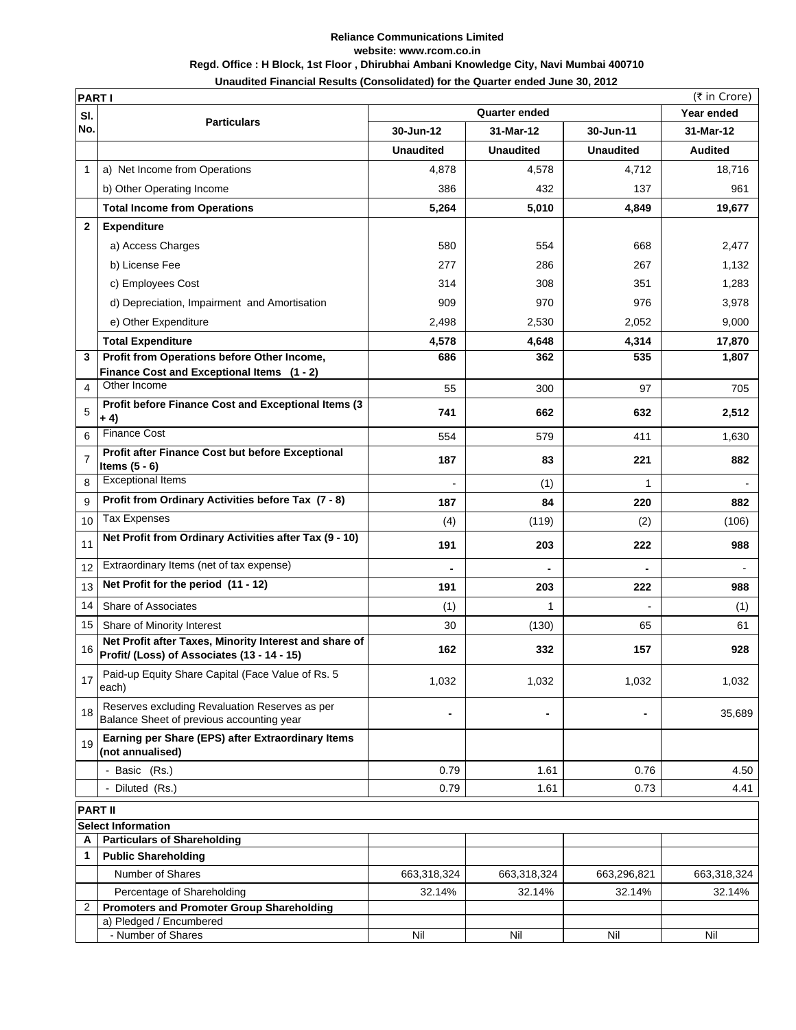**Reliance Communications Limited**
**website: www.rcom.co.in**
**Regd. Office : H Block, 1st Floor , Dhirubhai Ambani Knowledge City, Navi Mumbai 400710**
**Unaudited Financial Results (Consolidated) for the Quarter ended June 30, 2012**

| **PART I** | | | | | (₹ in Crore) |
|---|---|---|---|---|---|
| **Sl. No.** | **Particulars** | **Quarter ended** | | | **Year ended** |
| | | **30-Jun-12** | **31-Mar-12** | **30-Jun-11** | **31-Mar-12** |
| | | **Unaudited** | **Unaudited** | **Unaudited** | **Audited** |
| 1 | a) Net Income from Operations | 4,878 | 4,578 | 4,712 | 18,716 |
| | b) Other Operating Income | 386 | 432 | 137 | 961 |
| | **Total Income from Operations** | **5,264** | **5,010** | **4,849** | **19,677** |
| **2** | **Expenditure** | | | | |
| | a) Access Charges | 580 | 554 | 668 | 2,477 |
| | b) License Fee | 277 | 286 | 267 | 1,132 |
| | c) Employees Cost | 314 | 308 | 351 | 1,283 |
| | d) Depreciation, Impairment and Amortisation | 909 | 970 | 976 | 3,978 |
| | e) Other Expenditure | 2,498 | 2,530 | 2,052 | 9,000 |
| | **Total Expenditure** | **4,578** | **4,648** | **4,314** | **17,870** |
| **3** | **Profit from Operations before Other Income, Finance Cost and Exceptional Items (1 - 2)** | **686** | **362** | **535** | **1,807** |
| 4 | Other Income | 55 | 300 | 97 | 705 |
| 5 | **Profit before Finance Cost and Exceptional Items (3 + 4)** | **741** | **662** | **632** | **2,512** |
| 6 | Finance Cost | 554 | 579 | 411 | 1,630 |
| 7 | **Profit after Finance Cost but before Exceptional Items (5 - 6)** | **187** | **83** | **221** | **882** |
| 8 | Exceptional Items | - | (1) | 1 | - |
| 9 | **Profit from Ordinary Activities before Tax (7 - 8)** | **187** | **84** | **220** | **882** |
| 10 | Tax Expenses | (4) | (119) | (2) | (106) |
| 11 | **Net Profit from Ordinary Activities after Tax (9 - 10)** | **191** | **203** | **222** | **988** |
| 12 | Extraordinary Items (net of tax expense) | **-** | **-** | **-** | - |
| 13 | **Net Profit for the period (11 - 12)** | **191** | **203** | **222** | **988** |
| 14 | Share of Associates | (1) | 1 | - | (1) |
| 15 | Share of Minority Interest | 30 | (130) | 65 | 61 |
| 16 | **Net Profit after Taxes, Minority Interest and share of Profit/ (Loss) of Associates (13 - 14 - 15)** | **162** | **332** | **157** | **928** |
| 17 | Paid-up Equity Share Capital (Face Value of Rs. 5 each) | 1,032 | 1,032 | 1,032 | 1,032 |
| 18 | Reserves excluding Revaluation Reserves as per Balance Sheet of previous accounting year | **-** | **-** | **-** | 35,689 |
| 19 | **Earning per Share (EPS) after Extraordinary Items (not annualised)** | | | | |
| | - Basic (Rs.) | 0.79 | 1.61 | 0.76 | 4.50 |
| | - Diluted (Rs.) | 0.79 | 1.61 | 0.73 | 4.41 |

| **PART II** | | | | | |
|---|---|---|---|---|---|
| **Select Information** | | | | | |
| **A** | **Particulars of Shareholding** | | | | |
| **1** | **Public Shareholding** | | | | |
| | Number of Shares | 663,318,324 | 663,318,324 | 663,296,821 | 663,318,324 |
| | Percentage of Shareholding | 32.14% | 32.14% | 32.14% | 32.14% |
| 2 | **Promoters and Promoter Group Shareholding** | | | | |
| | a) Pledged / Encumbered | | | | |
| | - Number of Shares | Nil | Nil | Nil | Nil |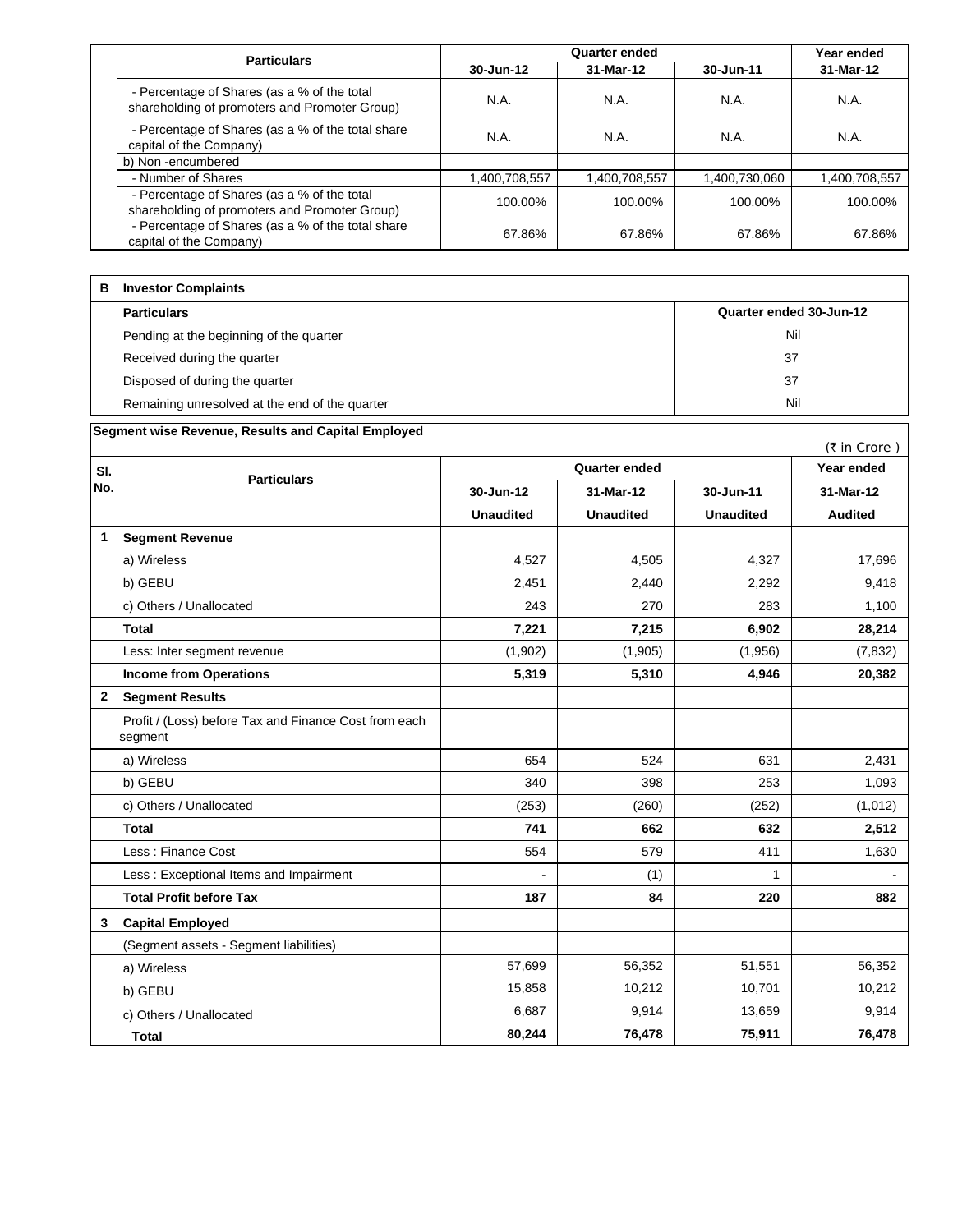| | Particulars | Quarter ended | | | Year ended |
|---|---|---|---|---|---|
| | | 30-Jun-12 | 31-Mar-12 | 30-Jun-11 | 31-Mar-12 |
| | - Percentage of Shares (as a % of the total shareholding of promoters and Promoter Group) | N.A. | N.A. | N.A. | N.A. |
| | - Percentage of Shares (as a % of the total share capital of the Company) | N.A. | N.A. | N.A. | N.A. |
| | b) Non -encumbered | | | | |
| | - Number of Shares | 1,400,708,557 | 1,400,708,557 | 1,400,730,060 | 1,400,708,557 |
| | - Percentage of Shares (as a % of the total shareholding of promoters and Promoter Group) | 100.00% | 100.00% | 100.00% | 100.00% |
| | - Percentage of Shares (as a % of the total share capital of the Company) | 67.86% | 67.86% | 67.86% | 67.86% |

| B | Investor Complaints | |
|---|---|---|
| | **Particulars** | **Quarter ended 30-Jun-12** |
| | Pending at the beginning of the quarter | Nil |
| | Received during the quarter | 37 |
| | Disposed of during the quarter | 37 |
| | Remaining unresolved at the end of the quarter | Nil |

**Segment wise Revenue, Results and Capital Employed**

(₹ in Crore )

| Sl. No. | Particulars | Quarter ended | | | Year ended |
|---|---|---|---|---|---|
| | | 30-Jun-12 | 31-Mar-12 | 30-Jun-11 | 31-Mar-12 |
| | | Unaudited | Unaudited | Unaudited | Audited |
| 1 | **Segment Revenue** | | | | |
| | a) Wireless | 4,527 | 4,505 | 4,327 | 17,696 |
| | b) GEBU | 2,451 | 2,440 | 2,292 | 9,418 |
| | c) Others / Unallocated | 243 | 270 | 283 | 1,100 |
| | **Total** | **7,221** | **7,215** | **6,902** | **28,214** |
| | Less: Inter segment revenue | (1,902) | (1,905) | (1,956) | (7,832) |
| | **Income from Operations** | **5,319** | **5,310** | **4,946** | **20,382** |
| 2 | **Segment Results** | | | | |
| | Profit / (Loss) before Tax and Finance Cost from each segment | | | | |
| | a) Wireless | 654 | 524 | 631 | 2,431 |
| | b) GEBU | 340 | 398 | 253 | 1,093 |
| | c) Others / Unallocated | (253) | (260) | (252) | (1,012) |
| | **Total** | **741** | **662** | **632** | **2,512** |
| | Less : Finance Cost | 554 | 579 | 411 | 1,630 |
| | Less : Exceptional Items and Impairment | - | (1) | 1 | - |
| | **Total Profit before Tax** | **187** | **84** | **220** | **882** |
| 3 | **Capital Employed** | | | | |
| | (Segment assets - Segment liabilities) | | | | |
| | a) Wireless | 57,699 | 56,352 | 51,551 | 56,352 |
| | b) GEBU | 15,858 | 10,212 | 10,701 | 10,212 |
| | c) Others / Unallocated | 6,687 | 9,914 | 13,659 | 9,914 |
| | **Total** | **80,244** | **76,478** | **75,911** | **76,478** |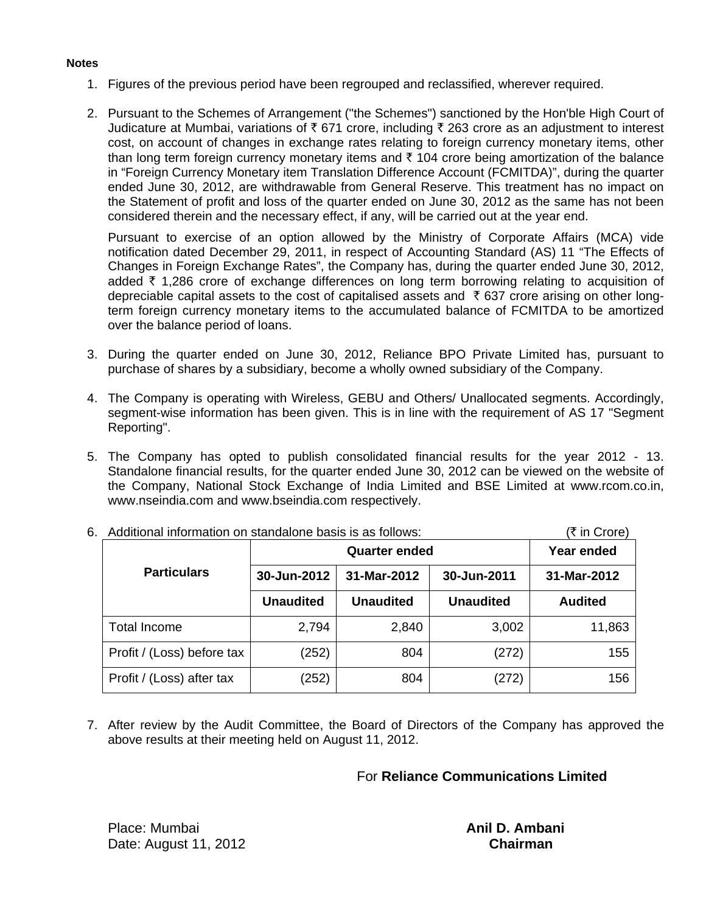**Notes**

1. Figures of the previous period have been regrouped and reclassified, wherever required.

2. Pursuant to the Schemes of Arrangement ("the Schemes") sanctioned by the Hon'ble High Court of Judicature at Mumbai, variations of ₹ 671 crore, including ₹ 263 crore as an adjustment to interest cost, on account of changes in exchange rates relating to foreign currency monetary items, other than long term foreign currency monetary items and ₹ 104 crore being amortization of the balance in "Foreign Currency Monetary item Translation Difference Account (FCMITDA)", during the quarter ended June 30, 2012, are withdrawable from General Reserve. This treatment has no impact on the Statement of profit and loss of the quarter ended on June 30, 2012 as the same has not been considered therein and the necessary effect, if any, will be carried out at the year end.

   Pursuant to exercise of an option allowed by the Ministry of Corporate Affairs (MCA) vide notification dated December 29, 2011, in respect of Accounting Standard (AS) 11 "The Effects of Changes in Foreign Exchange Rates", the Company has, during the quarter ended June 30, 2012, added ₹ 1,286 crore of exchange differences on long term borrowing relating to acquisition of depreciable capital assets to the cost of capitalised assets and ₹ 637 crore arising on other long-term foreign currency monetary items to the accumulated balance of FCMITDA to be amortized over the balance period of loans.

3. During the quarter ended on June 30, 2012, Reliance BPO Private Limited has, pursuant to purchase of shares by a subsidiary, become a wholly owned subsidiary of the Company.

4. The Company is operating with Wireless, GEBU and Others/ Unallocated segments. Accordingly, segment-wise information has been given. This is in line with the requirement of AS 17 "Segment Reporting".

5. The Company has opted to publish consolidated financial results for the year 2012 - 13. Standalone financial results, for the quarter ended June 30, 2012 can be viewed on the website of the Company, National Stock Exchange of India Limited and BSE Limited at www.rcom.co.in, www.nseindia.com and www.bseindia.com respectively.

6. Additional information on standalone basis is as follows: (₹ in Crore)

| Particulars | Quarter ended | | | Year ended |
|---|---|---|---|---|
| | 30-Jun-2012 | 31-Mar-2012 | 30-Jun-2011 | 31-Mar-2012 |
| | Unaudited | Unaudited | Unaudited | Audited |
| Total Income | 2,794 | 2,840 | 3,002 | 11,863 |
| Profit / (Loss) before tax | (252) | 804 | (272) | 155 |
| Profit / (Loss) after tax | (252) | 804 | (272) | 156 |

7. After review by the Audit Committee, the Board of Directors of the Company has approved the above results at their meeting held on August 11, 2012.

For **Reliance Communications Limited**

Place: Mumbai
Date: August 11, 2012

**Anil D. Ambani**
**Chairman**